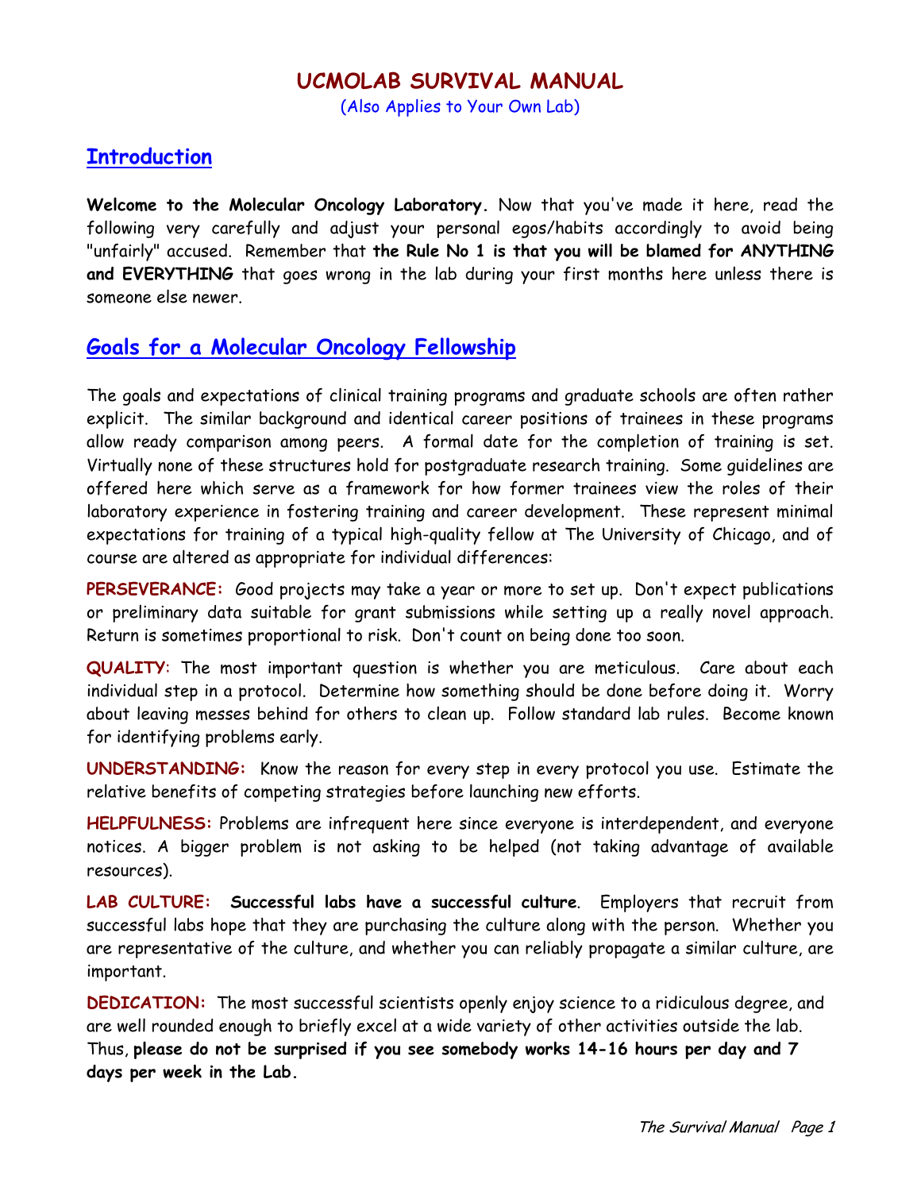# UCMOLAB SURVIVAL MANUAL

(Also Applies to Your Own Lab)

## Introduction

**Welcome to the Molecular Oncology Laboratory.** Now that you've made it here, read the following very carefully and adjust your personal egos/habits accordingly to avoid being "unfairly" accused. Remember that **the Rule No 1 is that you will be blamed for ANYTHING and EVERYTHING** that goes wrong in the lab during your first months here unless there is someone else newer.

## Goals for a Molecular Oncology Fellowship

The goals and expectations of clinical training programs and graduate schools are often rather explicit. The similar background and identical career positions of trainees in these programs allow ready comparison among peers. A formal date for the completion of training is set. Virtually none of these structures hold for postgraduate research training. Some guidelines are offered here which serve as a framework for how former trainees view the roles of their laboratory experience in fostering training and career development. These represent minimal expectations for training of a typical high-quality fellow at The University of Chicago, and of course are altered as appropriate for individual differences:

**PERSEVERANCE:** Good projects may take a year or more to set up. Don't expect publications or preliminary data suitable for grant submissions while setting up a really novel approach. Return is sometimes proportional to risk. Don't count on being done too soon.

**QUALITY**: The most important question is whether you are meticulous. Care about each individual step in a protocol. Determine how something should be done before doing it. Worry about leaving messes behind for others to clean up. Follow standard lab rules. Become known for identifying problems early.

**UNDERSTANDING:** Know the reason for every step in every protocol you use. Estimate the relative benefits of competing strategies before launching new efforts.

**HELPFULNESS:** Problems are infrequent here since everyone is interdependent, and everyone notices. A bigger problem is not asking to be helped (not taking advantage of available resources).

**LAB CULTURE:** **Successful labs have a successful culture**. Employers that recruit from successful labs hope that they are purchasing the culture along with the person. Whether you are representative of the culture, and whether you can reliably propagate a similar culture, are important.

**DEDICATION:** The most successful scientists openly enjoy science to a ridiculous degree, and are well rounded enough to briefly excel at a wide variety of other activities outside the lab. Thus, **please do not be surprised if you see somebody works 14-16 hours per day and 7 days per week in the Lab.**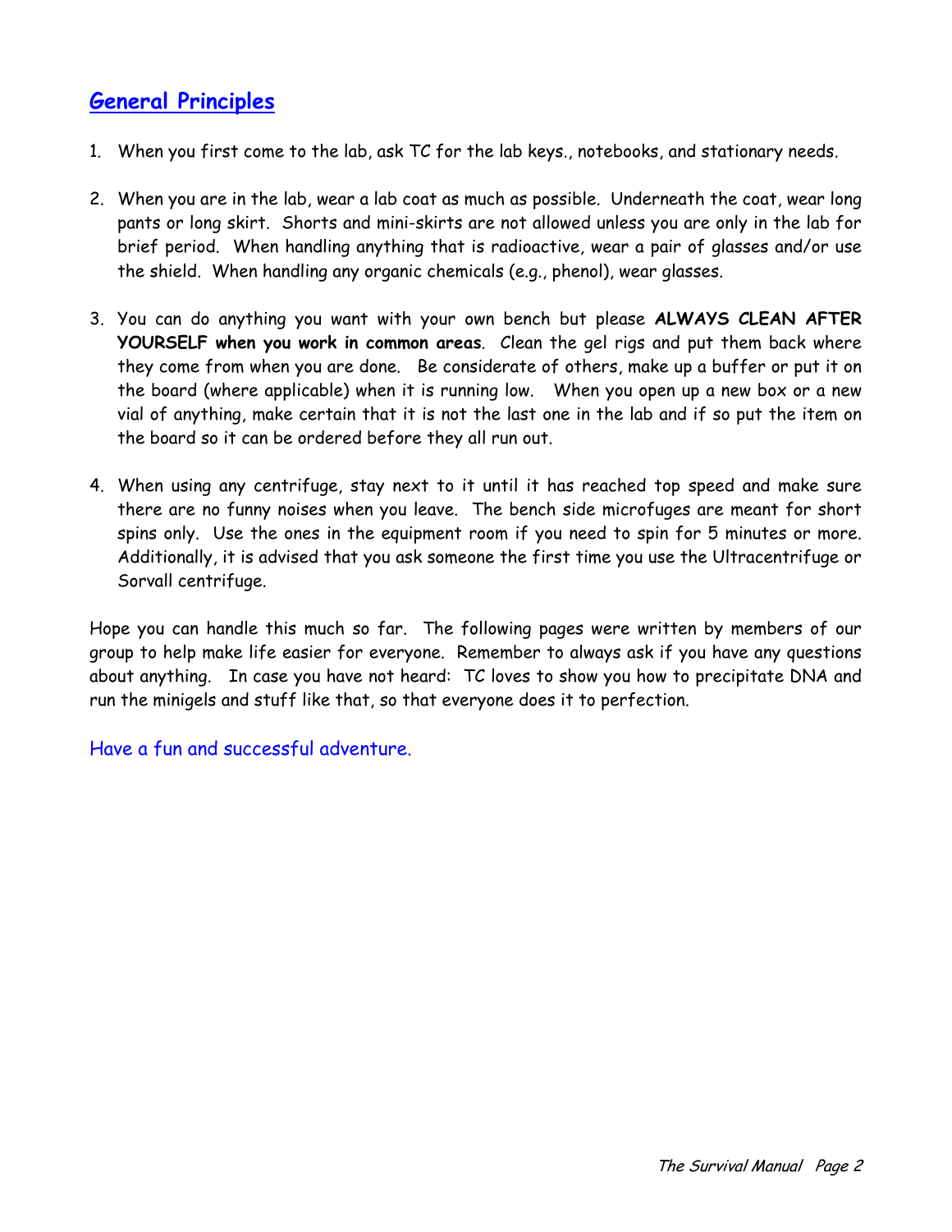## General Principles

1. When you first come to the lab, ask TC for the lab keys., notebooks, and stationary needs.

2. When you are in the lab, wear a lab coat as much as possible. Underneath the coat, wear long pants or long skirt. Shorts and mini-skirts are not allowed unless you are only in the lab for brief period. When handling anything that is radioactive, wear a pair of glasses and/or use the shield. When handling any organic chemicals (e.g., phenol), wear glasses.

3. You can do anything you want with your own bench but please **ALWAYS CLEAN AFTER YOURSELF when you work in common areas**. Clean the gel rigs and put them back where they come from when you are done. Be considerate of others, make up a buffer or put it on the board (where applicable) when it is running low. When you open up a new box or a new vial of anything, make certain that it is not the last one in the lab and if so put the item on the board so it can be ordered before they all run out.

4. When using any centrifuge, stay next to it until it has reached top speed and make sure there are no funny noises when you leave. The bench side microfuges are meant for short spins only. Use the ones in the equipment room if you need to spin for 5 minutes or more. Additionally, it is advised that you ask someone the first time you use the Ultracentrifuge or Sorvall centrifuge.

Hope you can handle this much so far. The following pages were written by members of our group to help make life easier for everyone. Remember to always ask if you have any questions about anything. In case you have not heard: TC loves to show you how to precipitate DNA and run the minigels and stuff like that, so that everyone does it to perfection.

Have a fun and successful adventure.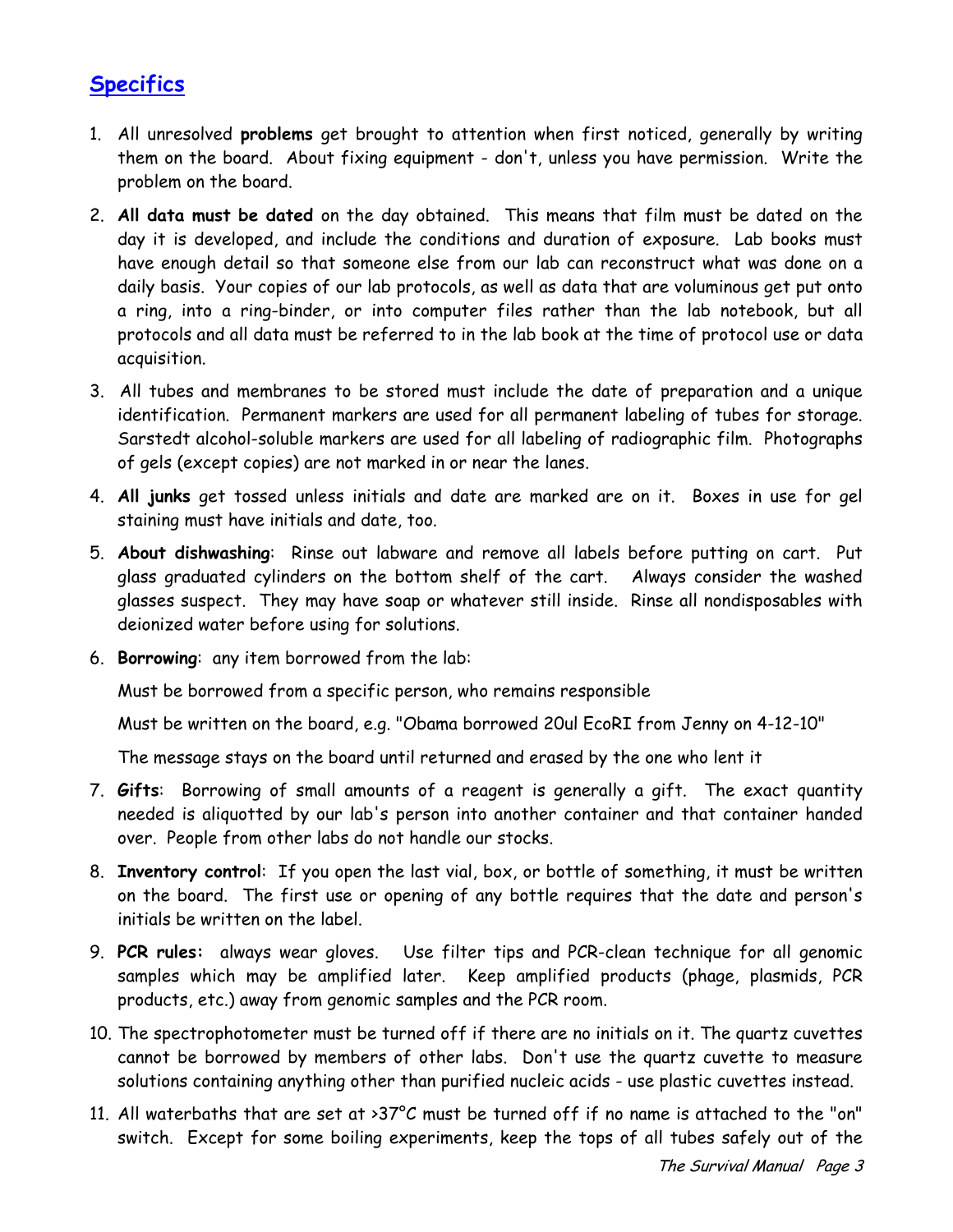## Specifics

1. All unresolved **problems** get brought to attention when first noticed, generally by writing them on the board. About fixing equipment - don't, unless you have permission. Write the problem on the board.

2. **All data must be dated** on the day obtained. This means that film must be dated on the day it is developed, and include the conditions and duration of exposure. Lab books must have enough detail so that someone else from our lab can reconstruct what was done on a daily basis. Your copies of our lab protocols, as well as data that are voluminous get put onto a ring, into a ring-binder, or into computer files rather than the lab notebook, but all protocols and all data must be referred to in the lab book at the time of protocol use or data acquisition.

3. All tubes and membranes to be stored must include the date of preparation and a unique identification. Permanent markers are used for all permanent labeling of tubes for storage. Sarstedt alcohol-soluble markers are used for all labeling of radiographic film. Photographs of gels (except copies) are not marked in or near the lanes.

4. **All junks** get tossed unless initials and date are marked are on it. Boxes in use for gel staining must have initials and date, too.

5. **About dishwashing**: Rinse out labware and remove all labels before putting on cart. Put glass graduated cylinders on the bottom shelf of the cart. Always consider the washed glasses suspect. They may have soap or whatever still inside. Rinse all nondisposables with deionized water before using for solutions.

6. **Borrowing**: any item borrowed from the lab:

   Must be borrowed from a specific person, who remains responsible

   Must be written on the board, e.g. "Obama borrowed 20ul EcoRI from Jenny on 4-12-10"

   The message stays on the board until returned and erased by the one who lent it

7. **Gifts**: Borrowing of small amounts of a reagent is generally a gift. The exact quantity needed is aliquotted by our lab's person into another container and that container handed over. People from other labs do not handle our stocks.

8. **Inventory control**: If you open the last vial, box, or bottle of something, it must be written on the board. The first use or opening of any bottle requires that the date and person's initials be written on the label.

9. **PCR rules:** always wear gloves. Use filter tips and PCR-clean technique for all genomic samples which may be amplified later. Keep amplified products (phage, plasmids, PCR products, etc.) away from genomic samples and the PCR room.

10. The spectrophotometer must be turned off if there are no initials on it. The quartz cuvettes cannot be borrowed by members of other labs. Don't use the quartz cuvette to measure solutions containing anything other than purified nucleic acids - use plastic cuvettes instead.

11. All waterbaths that are set at >37°C must be turned off if no name is attached to the "on" switch. Except for some boiling experiments, keep the tops of all tubes safely out of the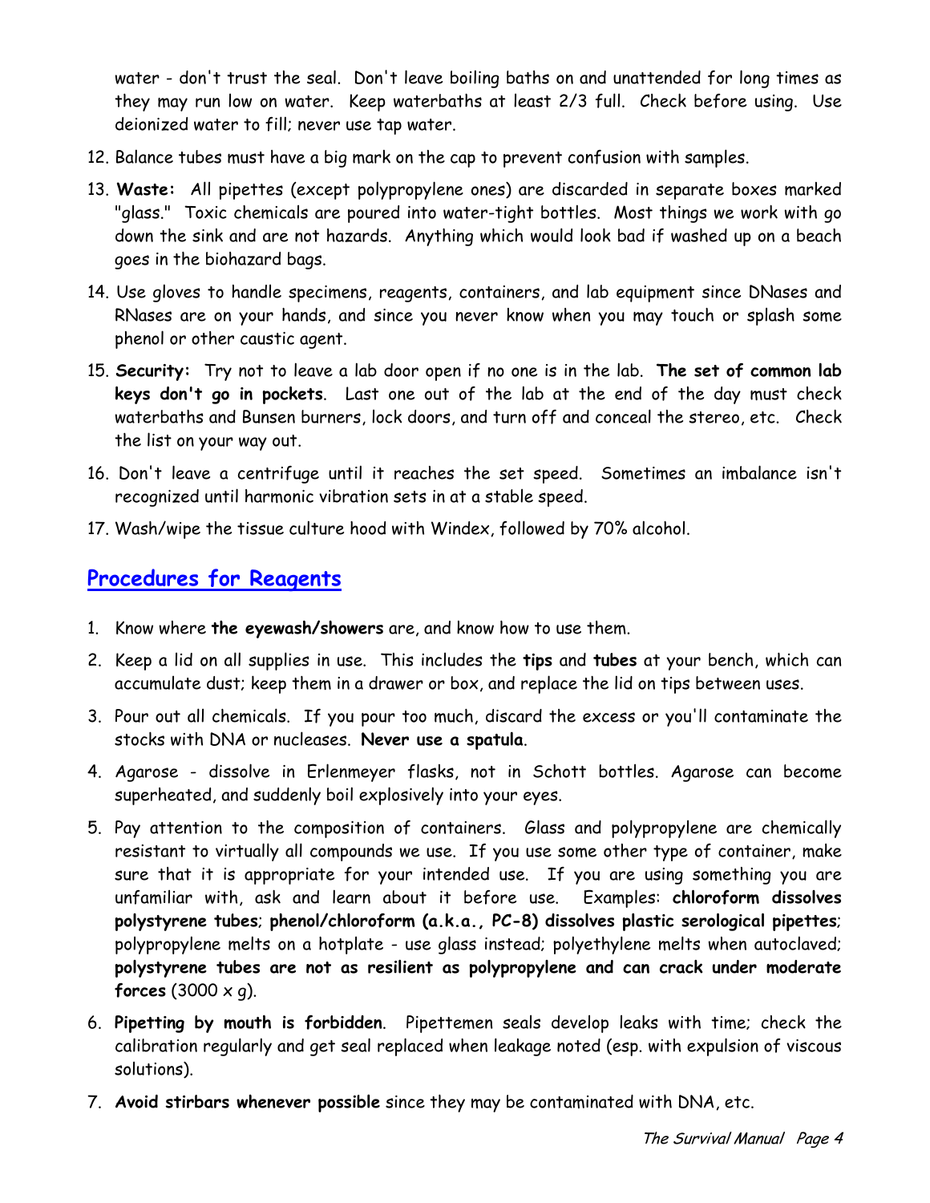water - don't trust the seal. Don't leave boiling baths on and unattended for long times as they may run low on water. Keep waterbaths at least 2/3 full. Check before using. Use deionized water to fill; never use tap water.

12. Balance tubes must have a big mark on the cap to prevent confusion with samples.
13. **Waste:** All pipettes (except polypropylene ones) are discarded in separate boxes marked "glass." Toxic chemicals are poured into water-tight bottles. Most things we work with go down the sink and are not hazards. Anything which would look bad if washed up on a beach goes in the biohazard bags.
14. Use gloves to handle specimens, reagents, containers, and lab equipment since DNases and RNases are on your hands, and since you never know when you may touch or splash some phenol or other caustic agent.
15. **Security:** Try not to leave a lab door open if no one is in the lab. **The set of common lab keys don't go in pockets**. Last one out of the lab at the end of the day must check waterbaths and Bunsen burners, lock doors, and turn off and conceal the stereo, etc. Check the list on your way out.
16. Don't leave a centrifuge until it reaches the set speed. Sometimes an imbalance isn't recognized until harmonic vibration sets in at a stable speed.
17. Wash/wipe the tissue culture hood with Windex, followed by 70% alcohol.

## Procedures for Reagents

1. Know where **the eyewash/showers** are, and know how to use them.
2. Keep a lid on all supplies in use. This includes the **tips** and **tubes** at your bench, which can accumulate dust; keep them in a drawer or box, and replace the lid on tips between uses.
3. Pour out all chemicals. If you pour too much, discard the excess or you'll contaminate the stocks with DNA or nucleases. **Never use a spatula**.
4. Agarose - dissolve in Erlenmeyer flasks, not in Schott bottles. Agarose can become superheated, and suddenly boil explosively into your eyes.
5. Pay attention to the composition of containers. Glass and polypropylene are chemically resistant to virtually all compounds we use. If you use some other type of container, make sure that it is appropriate for your intended use. If you are using something you are unfamiliar with, ask and learn about it before use. Examples: **chloroform dissolves polystyrene tubes**; **phenol/chloroform (a.k.a., PC-8) dissolves plastic serological pipettes**; polypropylene melts on a hotplate - use glass instead; polyethylene melts when autoclaved; **polystyrene tubes are not as resilient as polypropylene and can crack under moderate forces** (3000 x g).
6. **Pipetting by mouth is forbidden**. Pipettemen seals develop leaks with time; check the calibration regularly and get seal replaced when leakage noted (esp. with expulsion of viscous solutions).
7. **Avoid stirbars whenever possible** since they may be contaminated with DNA, etc.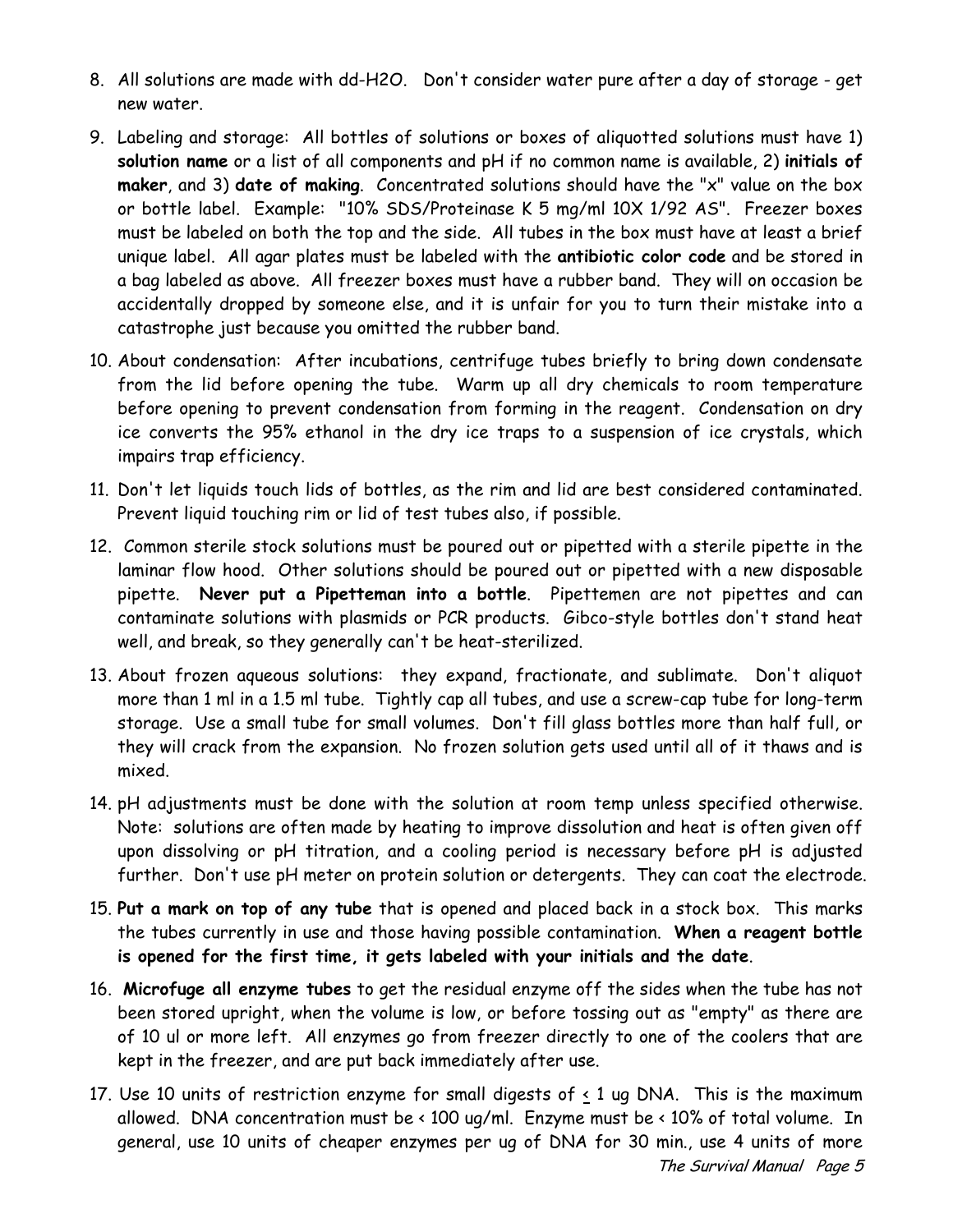8. All solutions are made with dd-$H_2O$. Don't consider water pure after a day of storage - get new water.

9. Labeling and storage: All bottles of solutions or boxes of aliquotted solutions must have 1) **solution name** or a list of all components and pH if no common name is available, 2) **initials of maker**, and 3) **date of making**. Concentrated solutions should have the "x" value on the box or bottle label. Example: "10% SDS/Proteinase K 5 mg/ml 10X 1/92 AS". Freezer boxes must be labeled on both the top and the side. All tubes in the box must have at least a brief unique label. All agar plates must be labeled with the **antibiotic color code** and be stored in a bag labeled as above. All freezer boxes must have a rubber band. They will on occasion be accidentally dropped by someone else, and it is unfair for you to turn their mistake into a catastrophe just because you omitted the rubber band.

10. About condensation: After incubations, centrifuge tubes briefly to bring down condensate from the lid before opening the tube. Warm up all dry chemicals to room temperature before opening to prevent condensation from forming in the reagent. Condensation on dry ice converts the 95% ethanol in the dry ice traps to a suspension of ice crystals, which impairs trap efficiency.

11. Don't let liquids touch lids of bottles, as the rim and lid are best considered contaminated. Prevent liquid touching rim or lid of test tubes also, if possible.

12. Common sterile stock solutions must be poured out or pipetted with a sterile pipette in the laminar flow hood. Other solutions should be poured out or pipetted with a new disposable pipette. **Never put a Pipetteman into a bottle**. Pipettemen are not pipettes and can contaminate solutions with plasmids or PCR products. Gibco-style bottles don't stand heat well, and break, so they generally can't be heat-sterilized.

13. About frozen aqueous solutions: they expand, fractionate, and sublimate. Don't aliquot more than 1 ml in a 1.5 ml tube. Tightly cap all tubes, and use a screw-cap tube for long-term storage. Use a small tube for small volumes. Don't fill glass bottles more than half full, or they will crack from the expansion. No frozen solution gets used until all of it thaws and is mixed.

14. pH adjustments must be done with the solution at room temp unless specified otherwise. Note: solutions are often made by heating to improve dissolution and heat is often given off upon dissolving or pH titration, and a cooling period is necessary before pH is adjusted further. Don't use pH meter on protein solution or detergents. They can coat the electrode.

15. **Put a mark on top of any tube** that is opened and placed back in a stock box. This marks the tubes currently in use and those having possible contamination. **When a reagent bottle is opened for the first time, it gets labeled with your initials and the date**.

16. **Microfuge all enzyme tubes** to get the residual enzyme off the sides when the tube has not been stored upright, when the volume is low, or before tossing out as "empty" as there are of 10 ul or more left. All enzymes go from freezer directly to one of the coolers that are kept in the freezer, and are put back immediately after use.

17. Use 10 units of restriction enzyme for small digests of $\leq$ 1 ug DNA. This is the maximum allowed. DNA concentration must be < 100 ug/ml. Enzyme must be < 10% of total volume. In general, use 10 units of cheaper enzymes per ug of DNA for 30 min., use 4 units of more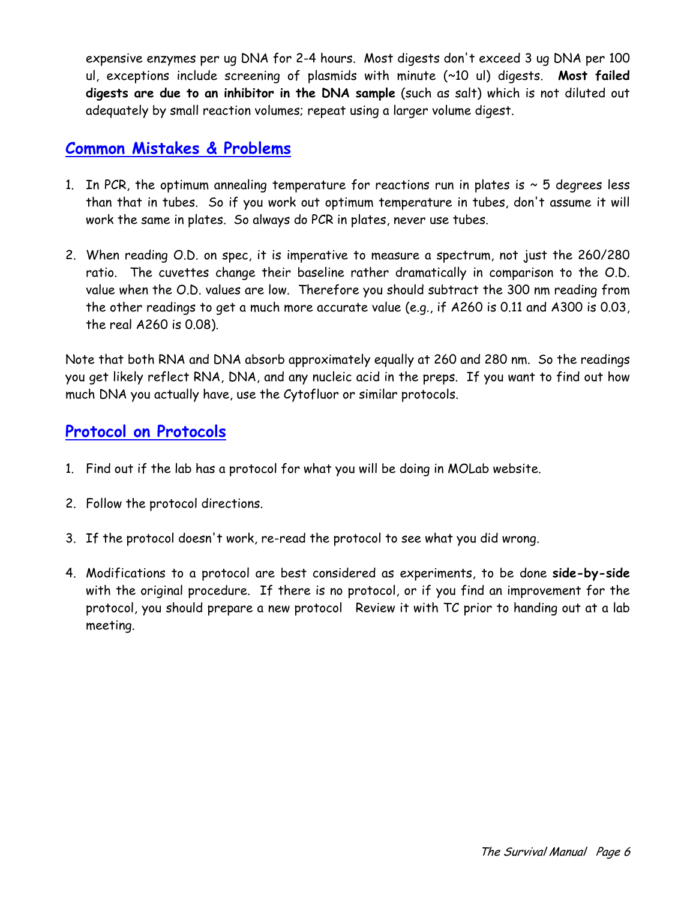expensive enzymes per ug DNA for 2-4 hours. Most digests don't exceed 3 ug DNA per 100 ul, exceptions include screening of plasmids with minute (~10 ul) digests. **Most failed digests are due to an inhibitor in the DNA sample** (such as salt) which is not diluted out adequately by small reaction volumes; repeat using a larger volume digest.

## Common Mistakes & Problems

1. In PCR, the optimum annealing temperature for reactions run in plates is ~ 5 degrees less than that in tubes. So if you work out optimum temperature in tubes, don't assume it will work the same in plates. So always do PCR in plates, never use tubes.

2. When reading O.D. on spec, it is imperative to measure a spectrum, not just the 260/280 ratio. The cuvettes change their baseline rather dramatically in comparison to the O.D. value when the O.D. values are low. Therefore you should subtract the 300 nm reading from the other readings to get a much more accurate value (e.g., if A260 is 0.11 and A300 is 0.03, the real A260 is 0.08).

Note that both RNA and DNA absorb approximately equally at 260 and 280 nm. So the readings you get likely reflect RNA, DNA, and any nucleic acid in the preps. If you want to find out how much DNA you actually have, use the Cytofluor or similar protocols.

## Protocol on Protocols

1. Find out if the lab has a protocol for what you will be doing in MOLab website.

2. Follow the protocol directions.

3. If the protocol doesn't work, re-read the protocol to see what you did wrong.

4. Modifications to a protocol are best considered as experiments, to be done **side-by-side** with the original procedure. If there is no protocol, or if you find an improvement for the protocol, you should prepare a new protocol Review it with TC prior to handing out at a lab meeting.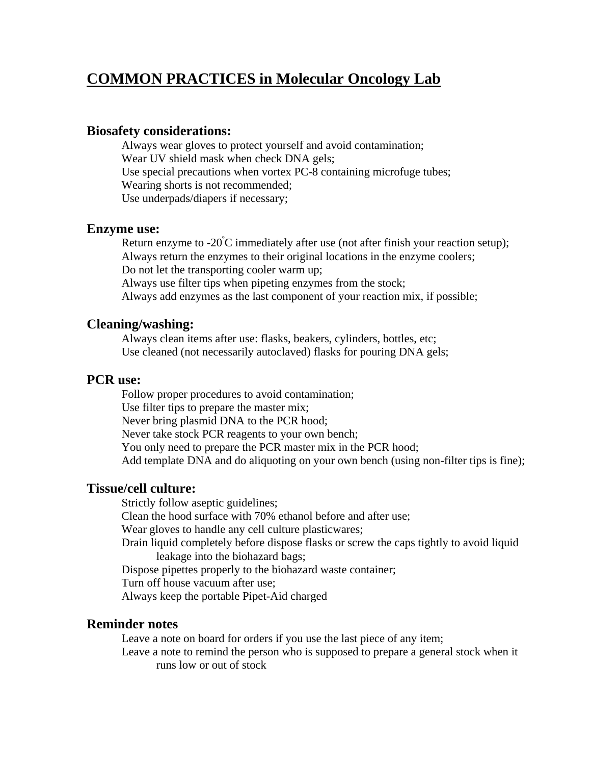# COMMON PRACTICES in Molecular Oncology Lab

### Biosafety considerations:

Always wear gloves to protect yourself and avoid contamination;
Wear UV shield mask when check DNA gels;
Use special precautions when vortex PC-8 containing microfuge tubes;
Wearing shorts is not recommended;
Use underpads/diapers if necessary;

### Enzyme use:

Return enzyme to -20°C immediately after use (not after finish your reaction setup);
Always return the enzymes to their original locations in the enzyme coolers;
Do not let the transporting cooler warm up;
Always use filter tips when pipeting enzymes from the stock;
Always add enzymes as the last component of your reaction mix, if possible;

### Cleaning/washing:

Always clean items after use: flasks, beakers, cylinders, bottles, etc;
Use cleaned (not necessarily autoclaved) flasks for pouring DNA gels;

### PCR use:

Follow proper procedures to avoid contamination;
Use filter tips to prepare the master mix;
Never bring plasmid DNA to the PCR hood;
Never take stock PCR reagents to your own bench;
You only need to prepare the PCR master mix in the PCR hood;
Add template DNA and do aliquoting on your own bench (using non-filter tips is fine);

### Tissue/cell culture:

Strictly follow aseptic guidelines;
Clean the hood surface with 70% ethanol before and after use;
Wear gloves to handle any cell culture plasticwares;
Drain liquid completely before dispose flasks or screw the caps tightly to avoid liquid leakage into the biohazard bags;
Dispose pipettes properly to the biohazard waste container;
Turn off house vacuum after use;
Always keep the portable Pipet-Aid charged

### Reminder notes

Leave a note on board for orders if you use the last piece of any item;
Leave a note to remind the person who is supposed to prepare a general stock when it runs low or out of stock